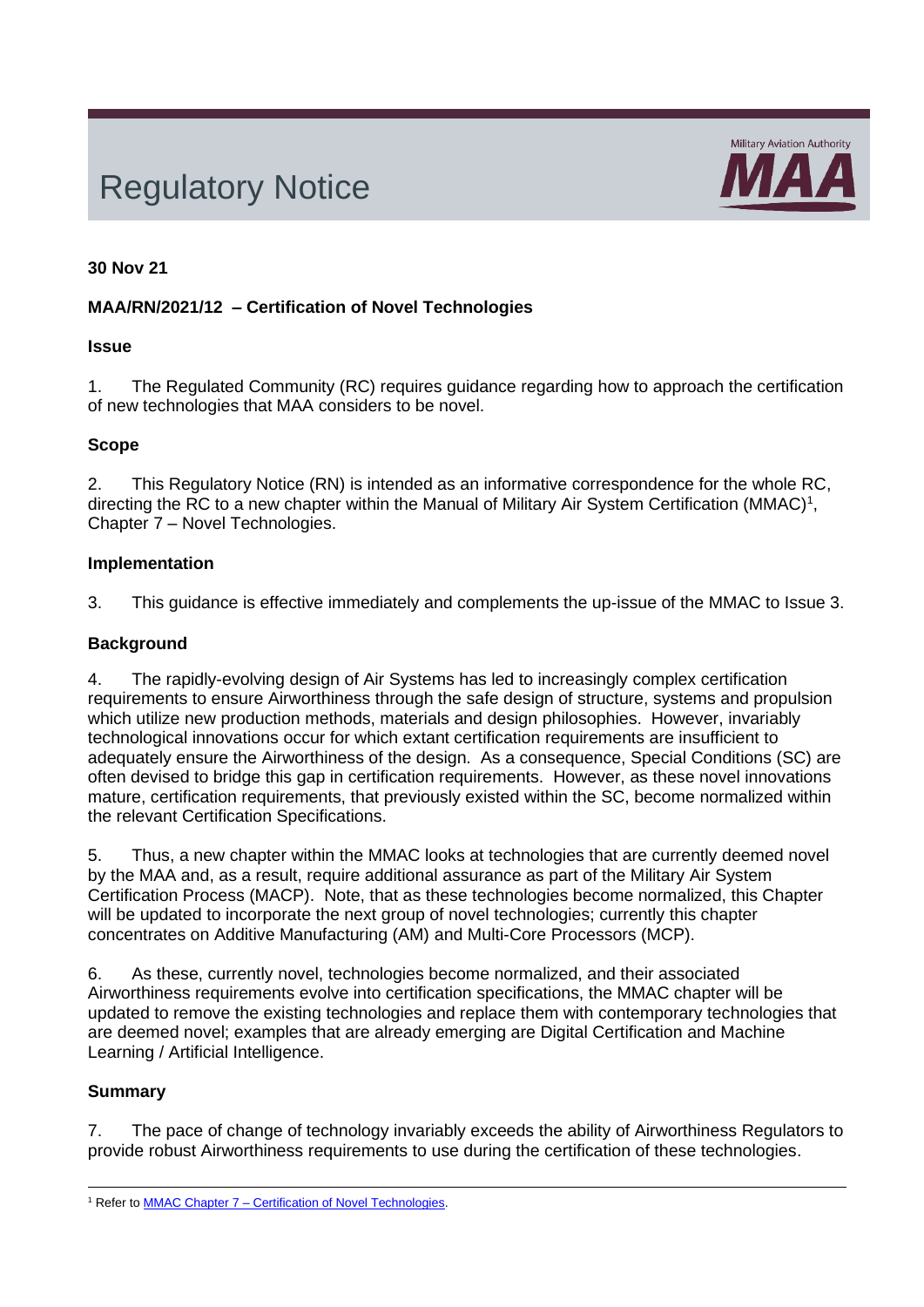# Regulatory Notice

Military Aviation Authority MAA

**30 Nov 21**

**MAA/RN/2021/12 – Certification of Novel Technologies**

**Issue**

1. The Regulated Community (RC) requires guidance regarding how to approach the certification of new technologies that MAA considers to be novel.

**Scope**

2. This Regulatory Notice (RN) is intended as an informative correspondence for the whole RC, directing the RC to a new chapter within the Manual of Military Air System Certification (MMAC)[1], Chapter 7 – Novel Technologies.

**Implementation**

3. This guidance is effective immediately and complements the up-issue of the MMAC to Issue 3.

**Background**

4. The rapidly-evolving design of Air Systems has led to increasingly complex certification requirements to ensure Airworthiness through the safe design of structure, systems and propulsion which utilize new production methods, materials and design philosophies. However, invariably technological innovations occur for which extant certification requirements are insufficient to adequately ensure the Airworthiness of the design. As a consequence, Special Conditions (SC) are often devised to bridge this gap in certification requirements. However, as these novel innovations mature, certification requirements, that previously existed within the SC, become normalized within the relevant Certification Specifications.

5. Thus, a new chapter within the MMAC looks at technologies that are currently deemed novel by the MAA and, as a result, require additional assurance as part of the Military Air System Certification Process (MACP). Note, that as these technologies become normalized, this Chapter will be updated to incorporate the next group of novel technologies; currently this chapter concentrates on Additive Manufacturing (AM) and Multi-Core Processors (MCP).

6. As these, currently novel, technologies become normalized, and their associated Airworthiness requirements evolve into certification specifications, the MMAC chapter will be updated to remove the existing technologies and replace them with contemporary technologies that are deemed novel; examples that are already emerging are Digital Certification and Machine Learning / Artificial Intelligence.

**Summary**

7. The pace of change of technology invariably exceeds the ability of Airworthiness Regulators to provide robust Airworthiness requirements to use during the certification of these technologies.

---

[1] Refer to MMAC Chapter 7 – Certification of Novel Technologies.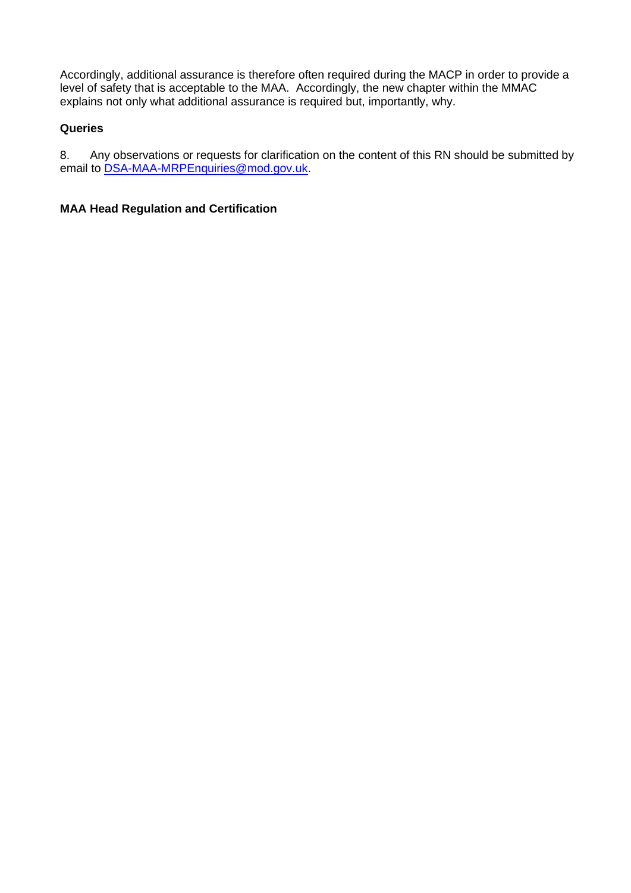Accordingly, additional assurance is therefore often required during the MACP in order to provide a level of safety that is acceptable to the MAA. Accordingly, the new chapter within the MMAC explains not only what additional assurance is required but, importantly, why.

**Queries**

8. Any observations or requests for clarification on the content of this RN should be submitted by email to DSA-MAA-MRPEnquiries@mod.gov.uk.

**MAA Head Regulation and Certification**